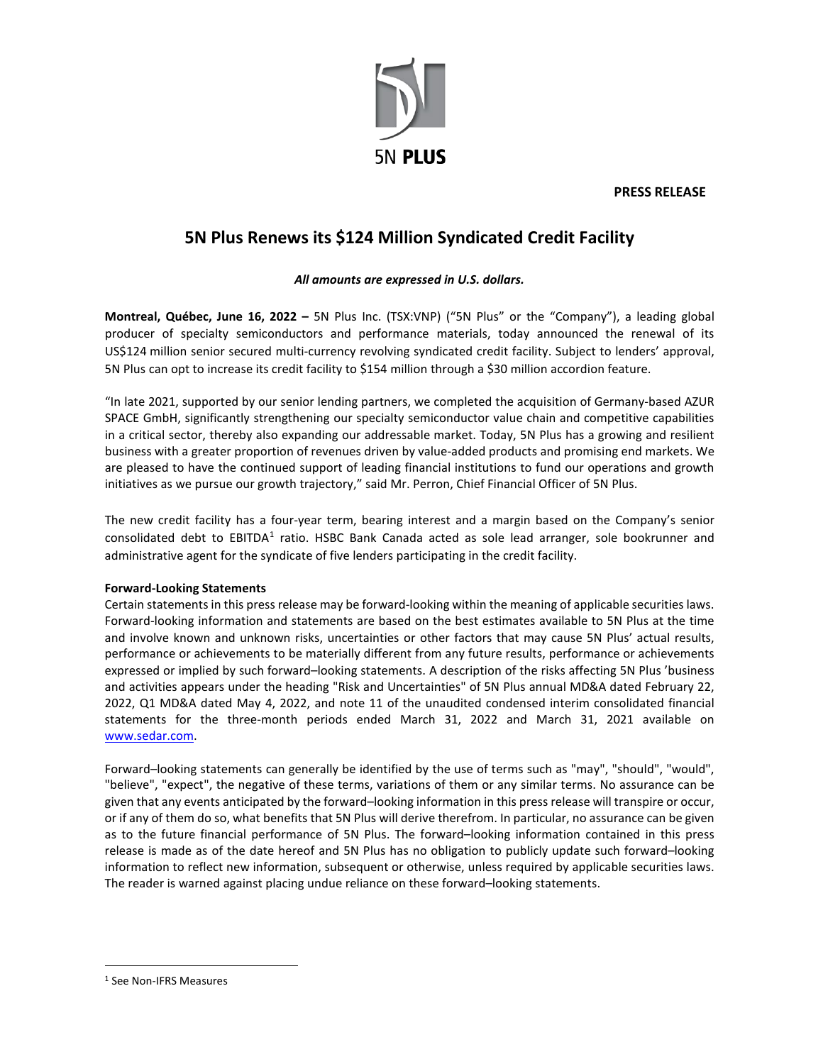5N PLUS

**PRESS RELEASE**

# 5N Plus Renews its $124 Million Syndicated Credit Facility

***All amounts are expressed in U.S. dollars.***

**Montreal, Québec, June 16, 2022 –** 5N Plus Inc. (TSX:VNP) ("5N Plus" or the "Company"), a leading global producer of specialty semiconductors and performance materials, today announced the renewal of its US$124 million senior secured multi-currency revolving syndicated credit facility. Subject to lenders' approval, 5N Plus can opt to increase its credit facility to $154 million through a $30 million accordion feature.

"In late 2021, supported by our senior lending partners, we completed the acquisition of Germany-based AZUR SPACE GmbH, significantly strengthening our specialty semiconductor value chain and competitive capabilities in a critical sector, thereby also expanding our addressable market. Today, 5N Plus has a growing and resilient business with a greater proportion of revenues driven by value-added products and promising end markets. We are pleased to have the continued support of leading financial institutions to fund our operations and growth initiatives as we pursue our growth trajectory," said Mr. Perron, Chief Financial Officer of 5N Plus.

The new credit facility has a four-year term, bearing interest and a margin based on the Company's senior consolidated debt to EBITDA[1] ratio. HSBC Bank Canada acted as sole lead arranger, sole bookrunner and administrative agent for the syndicate of five lenders participating in the credit facility.

**Forward-Looking Statements**

Certain statements in this press release may be forward-looking within the meaning of applicable securities laws. Forward-looking information and statements are based on the best estimates available to 5N Plus at the time and involve known and unknown risks, uncertainties or other factors that may cause 5N Plus' actual results, performance or achievements to be materially different from any future results, performance or achievements expressed or implied by such forward–looking statements. A description of the risks affecting 5N Plus 'business and activities appears under the heading "Risk and Uncertainties" of 5N Plus annual MD&A dated February 22, 2022, Q1 MD&A dated May 4, 2022, and note 11 of the unaudited condensed interim consolidated financial statements for the three-month periods ended March 31, 2022 and March 31, 2021 available on www.sedar.com.

Forward–looking statements can generally be identified by the use of terms such as "may", "should", "would", "believe", "expect", the negative of these terms, variations of them or any similar terms. No assurance can be given that any events anticipated by the forward–looking information in this press release will transpire or occur, or if any of them do so, what benefits that 5N Plus will derive therefrom. In particular, no assurance can be given as to the future financial performance of 5N Plus. The forward–looking information contained in this press release is made as of the date hereof and 5N Plus has no obligation to publicly update such forward–looking information to reflect new information, subsequent or otherwise, unless required by applicable securities laws. The reader is warned against placing undue reliance on these forward–looking statements.

---

[1] See Non-IFRS Measures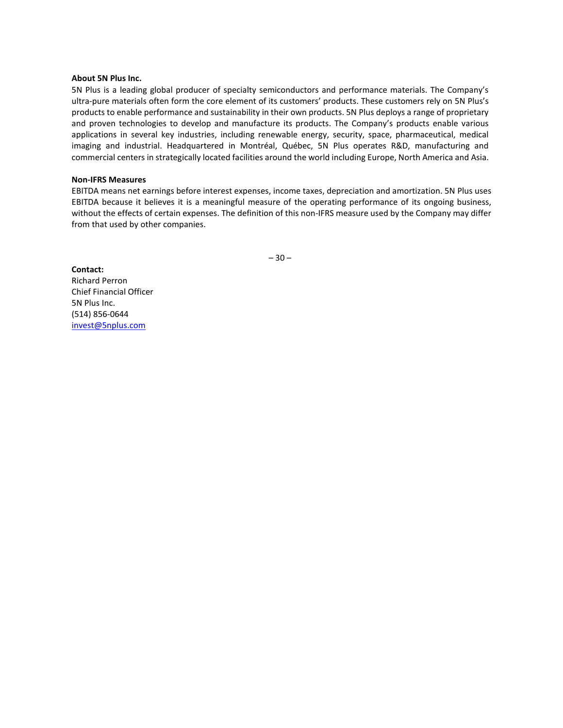**About 5N Plus Inc.**

5N Plus is a leading global producer of specialty semiconductors and performance materials. The Company's ultra-pure materials often form the core element of its customers' products. These customers rely on 5N Plus's products to enable performance and sustainability in their own products. 5N Plus deploys a range of proprietary and proven technologies to develop and manufacture its products. The Company's products enable various applications in several key industries, including renewable energy, security, space, pharmaceutical, medical imaging and industrial. Headquartered in Montréal, Québec, 5N Plus operates R&D, manufacturing and commercial centers in strategically located facilities around the world including Europe, North America and Asia.

**Non-IFRS Measures**

EBITDA means net earnings before interest expenses, income taxes, depreciation and amortization. 5N Plus uses EBITDA because it believes it is a meaningful measure of the operating performance of its ongoing business, without the effects of certain expenses. The definition of this non-IFRS measure used by the Company may differ from that used by other companies.

– 30 –

**Contact:**
Richard Perron
Chief Financial Officer
5N Plus Inc.
(514) 856-0644
invest@5nplus.com